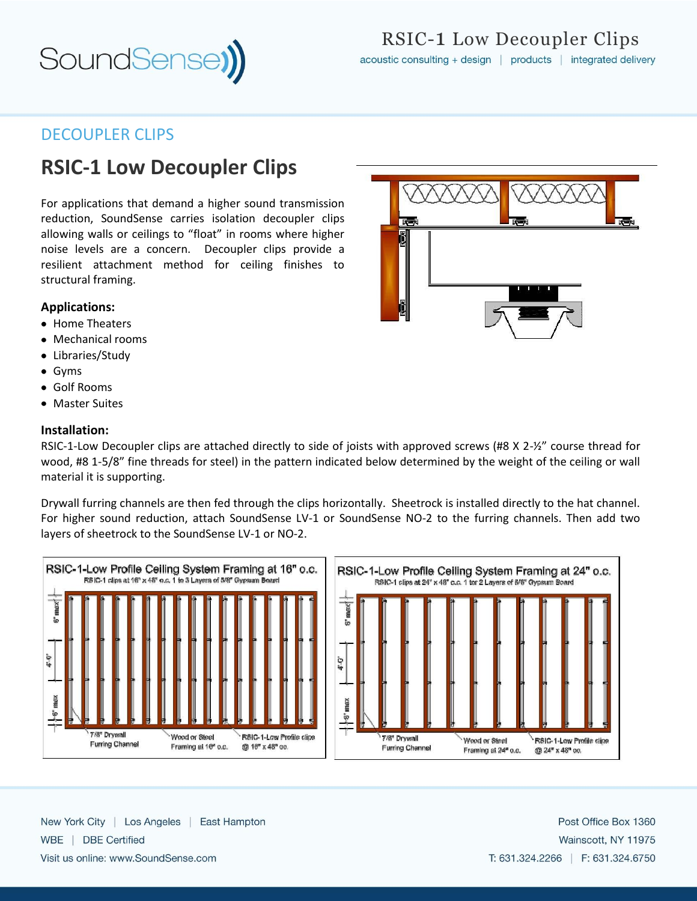SoundSense

# RSIC-1 Low Decoupler Clips

acoustic consulting + design | products | integrated delivery

## DECOUPLER CLIPS

# RSIC-1 Low Decoupler Clips

For applications that demand a higher sound transmission reduction, SoundSense carries isolation decoupler clips allowing walls or ceilings to "float" in rooms where higher noise levels are a concern. Decoupler clips provide a resilient attachment method for ceiling finishes to structural framing.

**Applications:**

- Home Theaters
- Mechanical rooms
- Libraries/Study
- Gyms
- Golf Rooms
- Master Suites

**Installation:**

RSIC-1-Low Decoupler clips are attached directly to side of joists with approved screws (#8 X 2-½" course thread for wood, #8 1-5/8" fine threads for steel) in the pattern indicated below determined by the weight of the ceiling or wall material it is supporting.

Drywall furring channels are then fed through the clips horizontally. Sheetrock is installed directly to the hat channel. For higher sound reduction, attach SoundSense LV-1 or SoundSense NO-2 to the furring channels. Then add two layers of sheetrock to the SoundSense LV-1 or NO-2.

**RSIC-1-Low Profile Ceiling System Framing at 16" o.c.**
RSIC-1 clips at 16" x 48" o.c. 1 to 3 Layers of 5/8" Gypsum Board

6" max | 4'-0" | 6" max

7/8" Drywall Furring Channel | Wood or Steel Framing at 16" o.c. | RSIC-1-Low Profile clips @ 16" x 48" oc.

**RSIC-1-Low Profile Ceiling System Framing at 24" o.c.**
RSIC-1 clips at 24" x 48" o.c. 1 tor 2 Layers of 5/8" Gypsum Board

6" max | 4'-0" | 6" max

7/8" Drywall Furring Channel | Wood or Steel Framing at 24" o.c. | RSIC-1-Low Profile clips @ 24" x 48" oc.

New York City | Los Angeles | East Hampton
WBE | DBE Certified
Visit us online: www.SoundSense.com

Post Office Box 1360
Wainscott, NY 11975
T: 631.324.2266 | F: 631.324.6750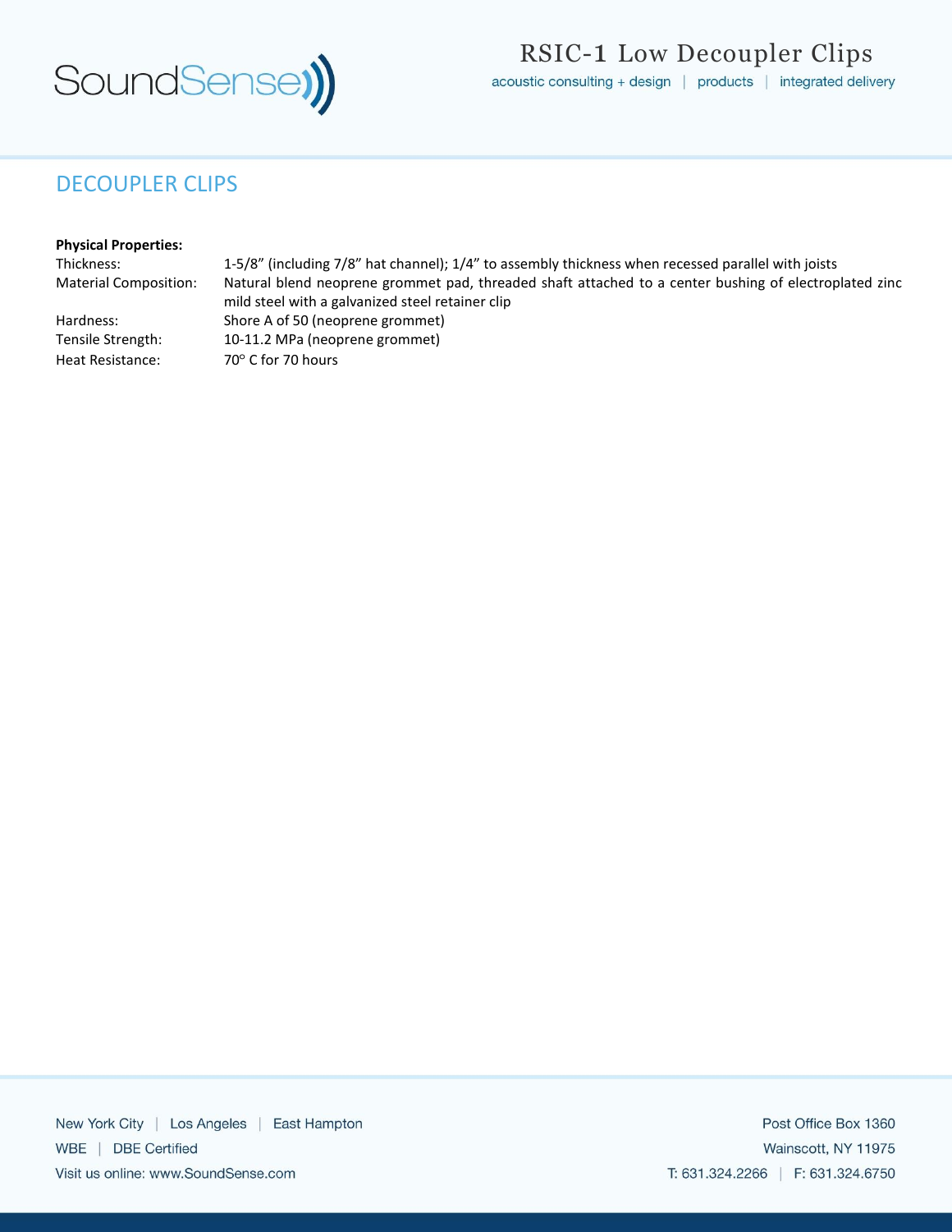## DECOUPLER CLIPS

**Physical Properties:**

| | |
|---|---|
| Thickness: | 1-5/8" (including 7/8" hat channel); 1/4" to assembly thickness when recessed parallel with joists |
| Material Composition: | Natural blend neoprene grommet pad, threaded shaft attached to a center bushing of electroplated zinc mild steel with a galvanized steel retainer clip |
| Hardness: | Shore A of 50 (neoprene grommet) |
| Tensile Strength: | 10-11.2 MPa (neoprene grommet) |
| Heat Resistance: | 70° C for 70 hours |